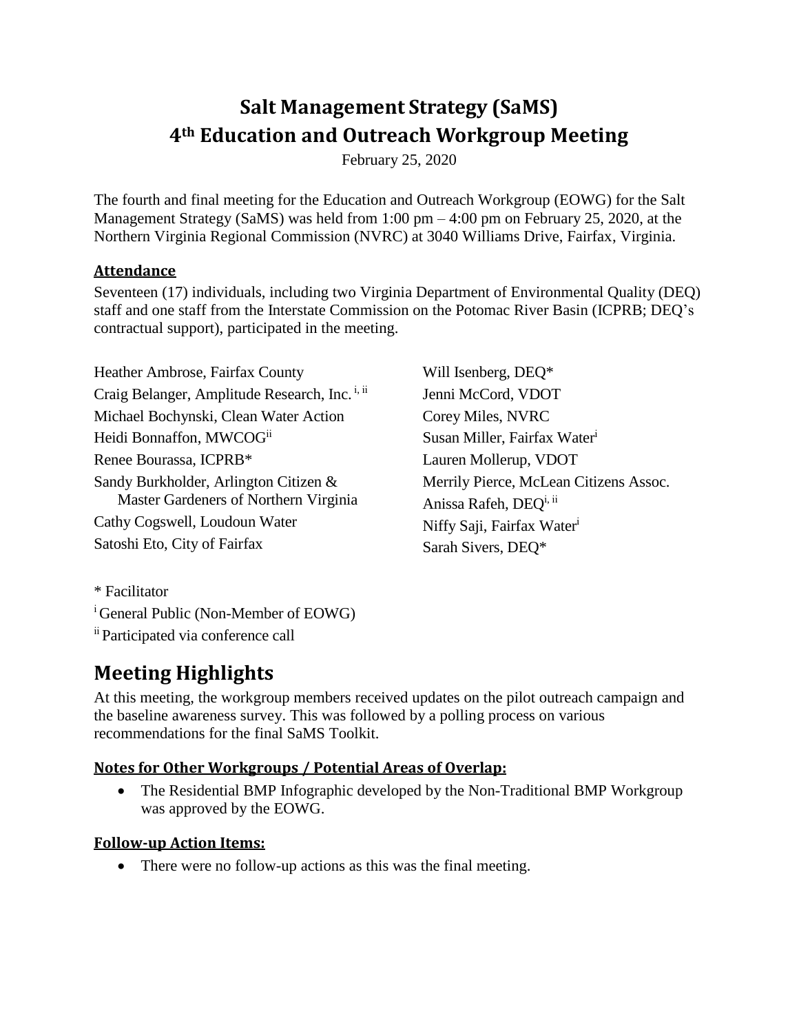# Salt Management Strategy (SaMS)
# 4th Education and Outreach Workgroup Meeting

February 25, 2020

The fourth and final meeting for the Education and Outreach Workgroup (EOWG) for the Salt Management Strategy (SaMS) was held from 1:00 pm – 4:00 pm on February 25, 2020, at the Northern Virginia Regional Commission (NVRC) at 3040 Williams Drive, Fairfax, Virginia.

### Attendance

Seventeen (17) individuals, including two Virginia Department of Environmental Quality (DEQ) staff and one staff from the Interstate Commission on the Potomac River Basin (ICPRB; DEQ's contractual support), participated in the meeting.

Heather Ambrose, Fairfax County
Craig Belanger, Amplitude Research, Inc. [i, ii]
Michael Bochynski, Clean Water Action
Heidi Bonnaffon, MWCOG[ii]
Renee Bourassa, ICPRB*
Sandy Burkholder, Arlington Citizen & Master Gardeners of Northern Virginia
Cathy Cogswell, Loudoun Water
Satoshi Eto, City of Fairfax
Will Isenberg, DEQ*
Jenni McCord, VDOT
Corey Miles, NVRC
Susan Miller, Fairfax Water[i]
Lauren Mollerup, VDOT
Merrily Pierce, McLean Citizens Assoc.
Anissa Rafeh, DEQ[i, ii]
Niffy Saji, Fairfax Water[i]
Sarah Sivers, DEQ*

\* Facilitator
[i] General Public (Non-Member of EOWG)
[ii] Participated via conference call

## Meeting Highlights

At this meeting, the workgroup members received updates on the pilot outreach campaign and the baseline awareness survey. This was followed by a polling process on various recommendations for the final SaMS Toolkit.

### Notes for Other Workgroups / Potential Areas of Overlap:

- The Residential BMP Infographic developed by the Non-Traditional BMP Workgroup was approved by the EOWG.

### Follow-up Action Items:

- There were no follow-up actions as this was the final meeting.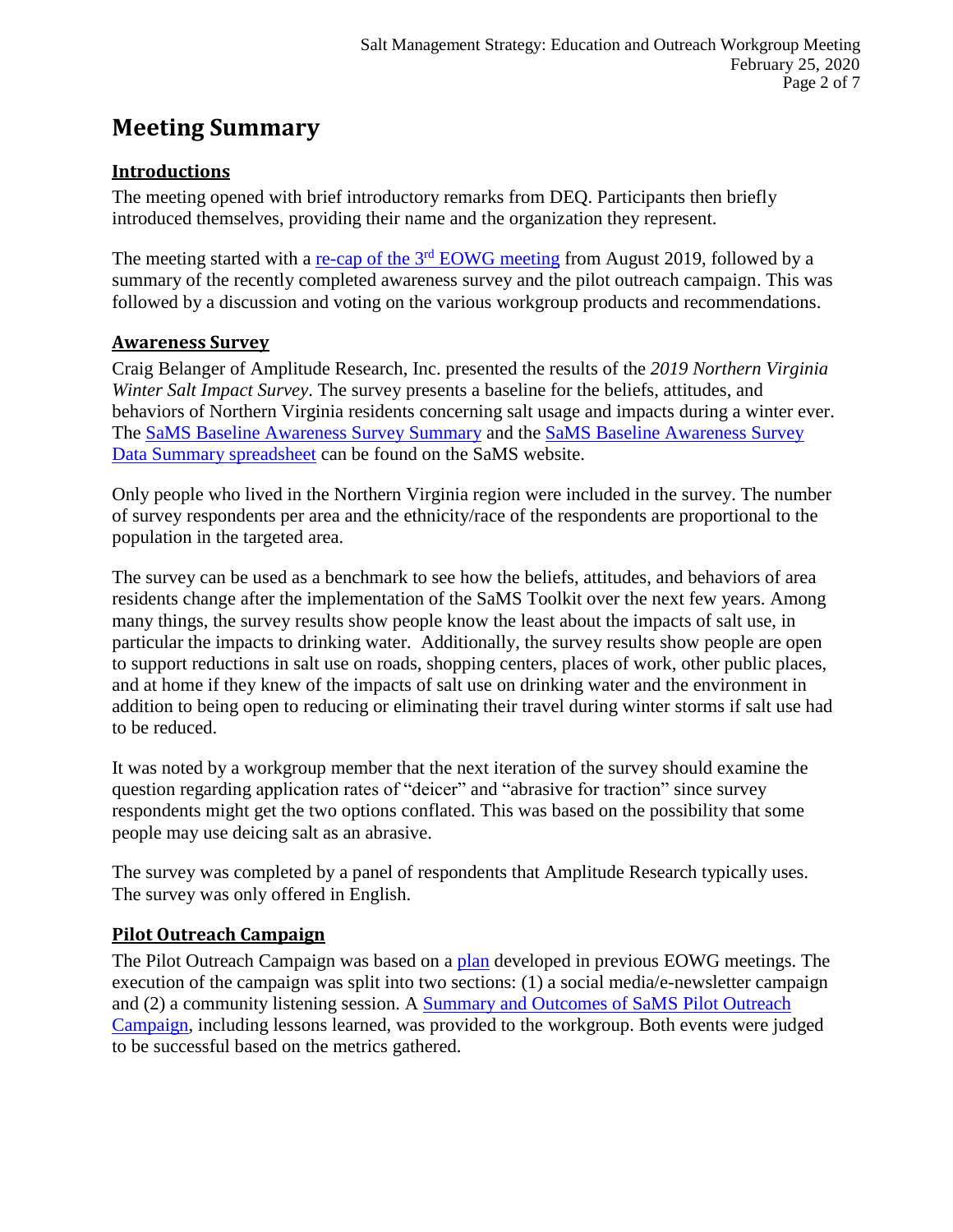# Meeting Summary

## Introductions

The meeting opened with brief introductory remarks from DEQ. Participants then briefly introduced themselves, providing their name and the organization they represent.

The meeting started with a re-cap of the 3rd EOWG meeting from August 2019, followed by a summary of the recently completed awareness survey and the pilot outreach campaign. This was followed by a discussion and voting on the various workgroup products and recommendations.

## Awareness Survey

Craig Belanger of Amplitude Research, Inc. presented the results of the *2019 Northern Virginia Winter Salt Impact Survey*. The survey presents a baseline for the beliefs, attitudes, and behaviors of Northern Virginia residents concerning salt usage and impacts during a winter ever. The SaMS Baseline Awareness Survey Summary and the SaMS Baseline Awareness Survey Data Summary spreadsheet can be found on the SaMS website.

Only people who lived in the Northern Virginia region were included in the survey. The number of survey respondents per area and the ethnicity/race of the respondents are proportional to the population in the targeted area.

The survey can be used as a benchmark to see how the beliefs, attitudes, and behaviors of area residents change after the implementation of the SaMS Toolkit over the next few years. Among many things, the survey results show people know the least about the impacts of salt use, in particular the impacts to drinking water. Additionally, the survey results show people are open to support reductions in salt use on roads, shopping centers, places of work, other public places, and at home if they knew of the impacts of salt use on drinking water and the environment in addition to being open to reducing or eliminating their travel during winter storms if salt use had to be reduced.

It was noted by a workgroup member that the next iteration of the survey should examine the question regarding application rates of "deicer" and "abrasive for traction" since survey respondents might get the two options conflated. This was based on the possibility that some people may use deicing salt as an abrasive.

The survey was completed by a panel of respondents that Amplitude Research typically uses. The survey was only offered in English.

## Pilot Outreach Campaign

The Pilot Outreach Campaign was based on a plan developed in previous EOWG meetings. The execution of the campaign was split into two sections: (1) a social media/e-newsletter campaign and (2) a community listening session. A Summary and Outcomes of SaMS Pilot Outreach Campaign, including lessons learned, was provided to the workgroup. Both events were judged to be successful based on the metrics gathered.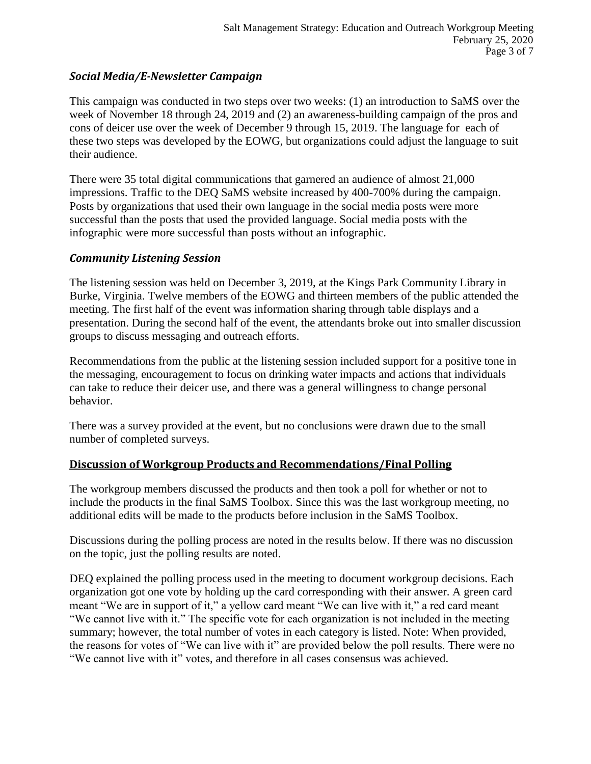### *Social Media/E-Newsletter Campaign*

This campaign was conducted in two steps over two weeks: (1) an introduction to SaMS over the week of November 18 through 24, 2019 and (2) an awareness-building campaign of the pros and cons of deicer use over the week of December 9 through 15, 2019. The language for each of these two steps was developed by the EOWG, but organizations could adjust the language to suit their audience.

There were 35 total digital communications that garnered an audience of almost 21,000 impressions. Traffic to the DEQ SaMS website increased by 400-700% during the campaign. Posts by organizations that used their own language in the social media posts were more successful than the posts that used the provided language. Social media posts with the infographic were more successful than posts without an infographic.

### *Community Listening Session*

The listening session was held on December 3, 2019, at the Kings Park Community Library in Burke, Virginia. Twelve members of the EOWG and thirteen members of the public attended the meeting. The first half of the event was information sharing through table displays and a presentation. During the second half of the event, the attendants broke out into smaller discussion groups to discuss messaging and outreach efforts.

Recommendations from the public at the listening session included support for a positive tone in the messaging, encouragement to focus on drinking water impacts and actions that individuals can take to reduce their deicer use, and there was a general willingness to change personal behavior.

There was a survey provided at the event, but no conclusions were drawn due to the small number of completed surveys.

## Discussion of Workgroup Products and Recommendations/Final Polling

The workgroup members discussed the products and then took a poll for whether or not to include the products in the final SaMS Toolbox. Since this was the last workgroup meeting, no additional edits will be made to the products before inclusion in the SaMS Toolbox.

Discussions during the polling process are noted in the results below. If there was no discussion on the topic, just the polling results are noted.

DEQ explained the polling process used in the meeting to document workgroup decisions. Each organization got one vote by holding up the card corresponding with their answer. A green card meant "We are in support of it," a yellow card meant "We can live with it," a red card meant "We cannot live with it." The specific vote for each organization is not included in the meeting summary; however, the total number of votes in each category is listed. Note: When provided, the reasons for votes of "We can live with it" are provided below the poll results. There were no "We cannot live with it" votes, and therefore in all cases consensus was achieved.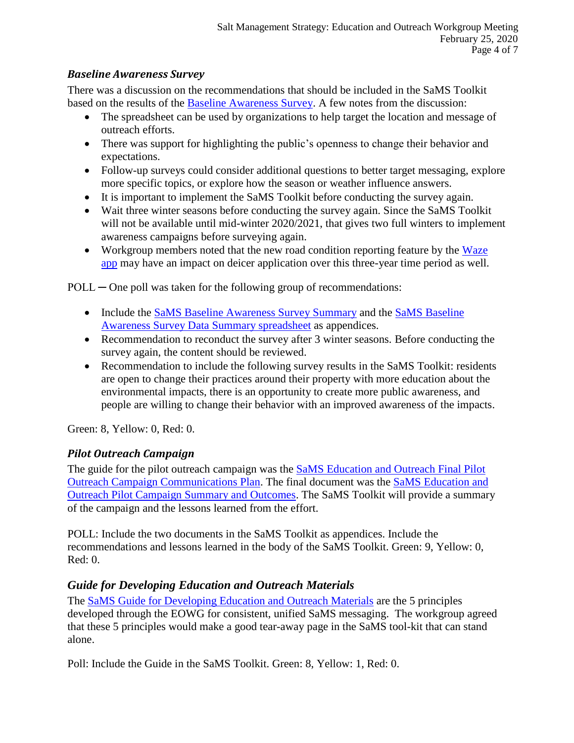### *Baseline Awareness Survey*

There was a discussion on the recommendations that should be included in the SaMS Toolkit based on the results of the Baseline Awareness Survey. A few notes from the discussion:

- The spreadsheet can be used by organizations to help target the location and message of outreach efforts.
- There was support for highlighting the public's openness to change their behavior and expectations.
- Follow-up surveys could consider additional questions to better target messaging, explore more specific topics, or explore how the season or weather influence answers.
- It is important to implement the SaMS Toolkit before conducting the survey again.
- Wait three winter seasons before conducting the survey again. Since the SaMS Toolkit will not be available until mid-winter 2020/2021, that gives two full winters to implement awareness campaigns before surveying again.
- Workgroup members noted that the new road condition reporting feature by the Waze app may have an impact on deicer application over this three-year time period as well.

POLL ─ One poll was taken for the following group of recommendations:

- Include the SaMS Baseline Awareness Survey Summary and the SaMS Baseline Awareness Survey Data Summary spreadsheet as appendices.
- Recommendation to reconduct the survey after 3 winter seasons. Before conducting the survey again, the content should be reviewed.
- Recommendation to include the following survey results in the SaMS Toolkit: residents are open to change their practices around their property with more education about the environmental impacts, there is an opportunity to create more public awareness, and people are willing to change their behavior with an improved awareness of the impacts.

Green: 8, Yellow: 0, Red: 0.

### *Pilot Outreach Campaign*

The guide for the pilot outreach campaign was the SaMS Education and Outreach Final Pilot Outreach Campaign Communications Plan. The final document was the SaMS Education and Outreach Pilot Campaign Summary and Outcomes. The SaMS Toolkit will provide a summary of the campaign and the lessons learned from the effort.

POLL: Include the two documents in the SaMS Toolkit as appendices. Include the recommendations and lessons learned in the body of the SaMS Toolkit. Green: 9, Yellow: 0, Red: 0.

### *Guide for Developing Education and Outreach Materials*

The SaMS Guide for Developing Education and Outreach Materials are the 5 principles developed through the EOWG for consistent, unified SaMS messaging. The workgroup agreed that these 5 principles would make a good tear-away page in the SaMS tool-kit that can stand alone.

Poll: Include the Guide in the SaMS Toolkit. Green: 8, Yellow: 1, Red: 0.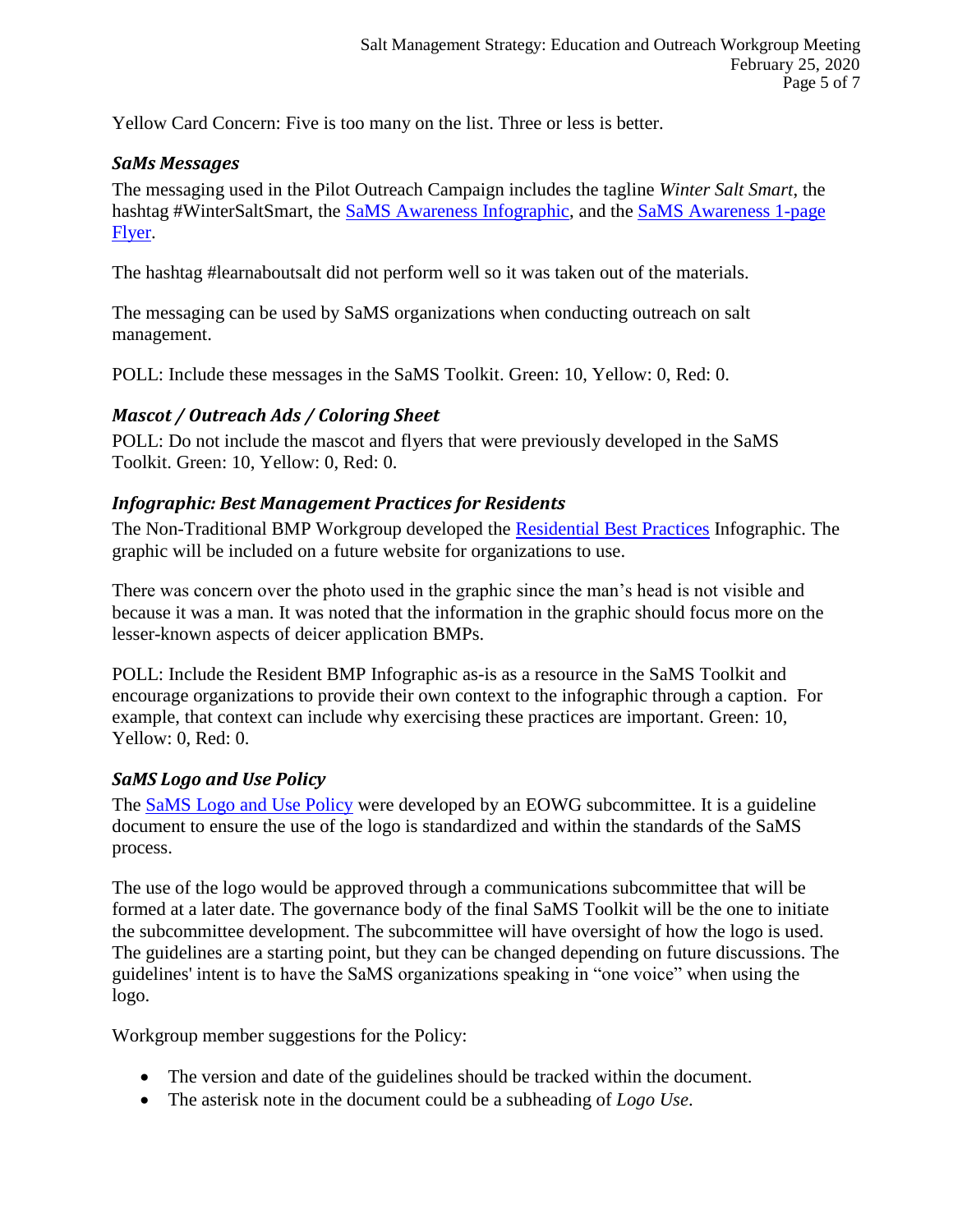Yellow Card Concern: Five is too many on the list. Three or less is better.

### *SaMs Messages*

The messaging used in the Pilot Outreach Campaign includes the tagline *Winter Salt Smart*, the hashtag #WinterSaltSmart, the SaMS Awareness Infographic, and the SaMS Awareness 1-page Flyer.

The hashtag #learnaboutsalt did not perform well so it was taken out of the materials.

The messaging can be used by SaMS organizations when conducting outreach on salt management.

POLL: Include these messages in the SaMS Toolkit. Green: 10, Yellow: 0, Red: 0.

### *Mascot / Outreach Ads / Coloring Sheet*

POLL: Do not include the mascot and flyers that were previously developed in the SaMS Toolkit. Green: 10, Yellow: 0, Red: 0.

### *Infographic: Best Management Practices for Residents*

The Non-Traditional BMP Workgroup developed the Residential Best Practices Infographic. The graphic will be included on a future website for organizations to use.

There was concern over the photo used in the graphic since the man's head is not visible and because it was a man. It was noted that the information in the graphic should focus more on the lesser-known aspects of deicer application BMPs.

POLL: Include the Resident BMP Infographic as-is as a resource in the SaMS Toolkit and encourage organizations to provide their own context to the infographic through a caption. For example, that context can include why exercising these practices are important. Green: 10, Yellow: 0, Red: 0.

### *SaMS Logo and Use Policy*

The SaMS Logo and Use Policy were developed by an EOWG subcommittee. It is a guideline document to ensure the use of the logo is standardized and within the standards of the SaMS process.

The use of the logo would be approved through a communications subcommittee that will be formed at a later date. The governance body of the final SaMS Toolkit will be the one to initiate the subcommittee development. The subcommittee will have oversight of how the logo is used. The guidelines are a starting point, but they can be changed depending on future discussions. The guidelines' intent is to have the SaMS organizations speaking in "one voice" when using the logo.

Workgroup member suggestions for the Policy:

- The version and date of the guidelines should be tracked within the document.
- The asterisk note in the document could be a subheading of *Logo Use*.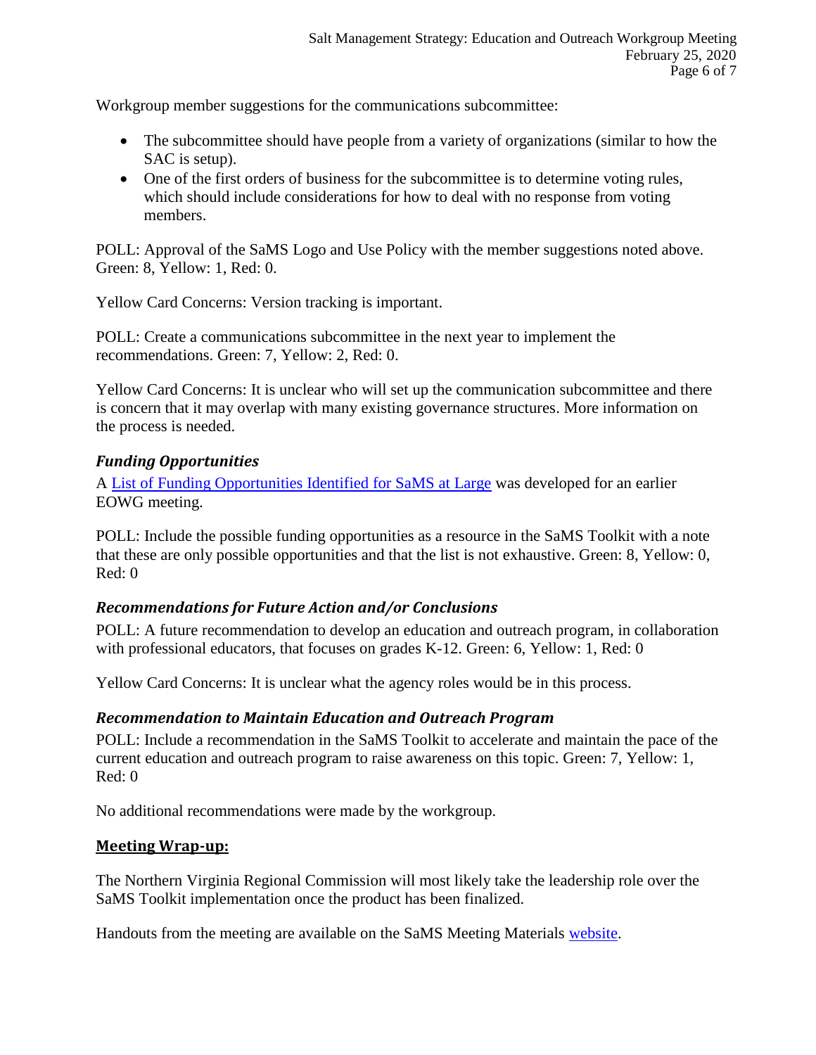Workgroup member suggestions for the communications subcommittee:

- The subcommittee should have people from a variety of organizations (similar to how the SAC is setup).
- One of the first orders of business for the subcommittee is to determine voting rules, which should include considerations for how to deal with no response from voting members.

POLL: Approval of the SaMS Logo and Use Policy with the member suggestions noted above. Green: 8, Yellow: 1, Red: 0.

Yellow Card Concerns: Version tracking is important.

POLL: Create a communications subcommittee in the next year to implement the recommendations. Green: 7, Yellow: 2, Red: 0.

Yellow Card Concerns: It is unclear who will set up the communication subcommittee and there is concern that it may overlap with many existing governance structures. More information on the process is needed.

### *Funding Opportunities*

A List of Funding Opportunities Identified for SaMS at Large was developed for an earlier EOWG meeting.

POLL: Include the possible funding opportunities as a resource in the SaMS Toolkit with a note that these are only possible opportunities and that the list is not exhaustive. Green: 8, Yellow: 0, Red: 0

### *Recommendations for Future Action and/or Conclusions*

POLL: A future recommendation to develop an education and outreach program, in collaboration with professional educators, that focuses on grades K-12. Green: 6, Yellow: 1, Red: 0

Yellow Card Concerns: It is unclear what the agency roles would be in this process.

### *Recommendation to Maintain Education and Outreach Program*

POLL: Include a recommendation in the SaMS Toolkit to accelerate and maintain the pace of the current education and outreach program to raise awareness on this topic. Green: 7, Yellow: 1, Red: 0

No additional recommendations were made by the workgroup.

## **Meeting Wrap-up:**

The Northern Virginia Regional Commission will most likely take the leadership role over the SaMS Toolkit implementation once the product has been finalized.

Handouts from the meeting are available on the SaMS Meeting Materials website.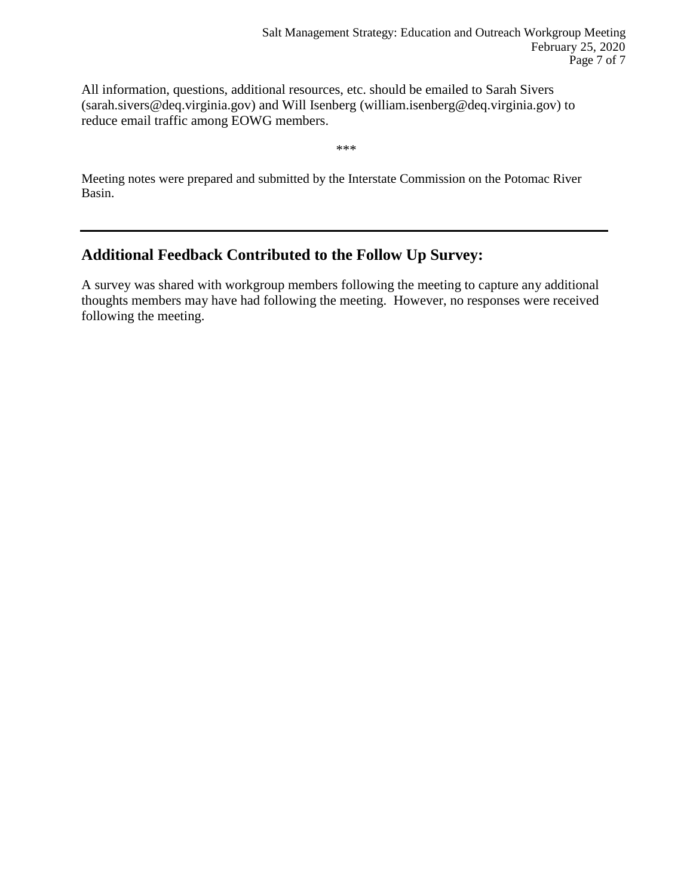All information, questions, additional resources, etc. should be emailed to Sarah Sivers (sarah.sivers@deq.virginia.gov) and Will Isenberg (william.isenberg@deq.virginia.gov) to reduce email traffic among EOWG members.

***

Meeting notes were prepared and submitted by the Interstate Commission on the Potomac River Basin.

---

## Additional Feedback Contributed to the Follow Up Survey:

A survey was shared with workgroup members following the meeting to capture any additional thoughts members may have had following the meeting. However, no responses were received following the meeting.